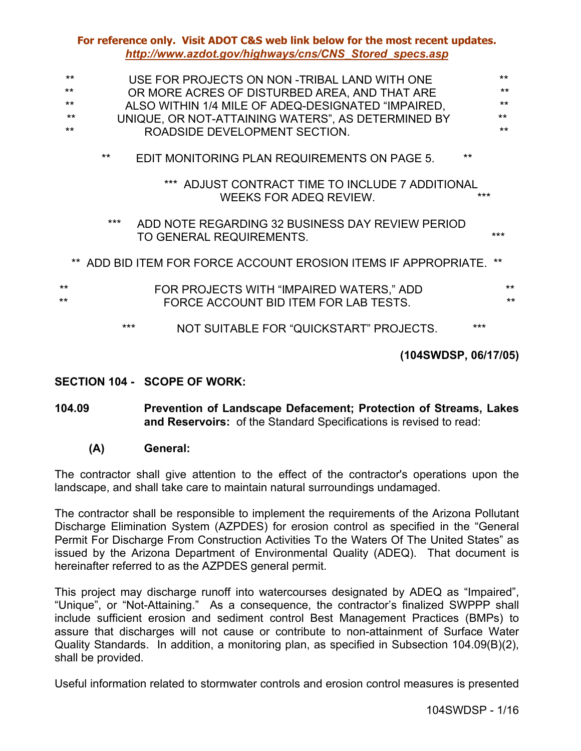**For reference only. Visit ADOT C&S web link below for the most recent updates.**
***http://www.azdot.gov/highways/cns/CNS_Stored_specs.asp***

** USE FOR PROJECTS ON NON -TRIBAL LAND WITH ONE **
** OR MORE ACRES OF DISTURBED AREA, AND THAT ARE **
** ALSO WITHIN 1/4 MILE OF ADEQ-DESIGNATED "IMPAIRED, **
** UNIQUE, OR NOT-ATTAINING WATERS", AS DETERMINED BY **
** ROADSIDE DEVELOPMENT SECTION. **

** EDIT MONITORING PLAN REQUIREMENTS ON PAGE 5. **

*** ADJUST CONTRACT TIME TO INCLUDE 7 ADDITIONAL WEEKS FOR ADEQ REVIEW. ***

*** ADD NOTE REGARDING 32 BUSINESS DAY REVIEW PERIOD TO GENERAL REQUIREMENTS. ***

** ADD BID ITEM FOR FORCE ACCOUNT EROSION ITEMS IF APPROPRIATE. **

** FOR PROJECTS WITH "IMPAIRED WATERS," ADD **
** FORCE ACCOUNT BID ITEM FOR LAB TESTS. **

*** NOT SUITABLE FOR "QUICKSTART" PROJECTS. ***

**(104SWDSP, 06/17/05)**

**SECTION 104 - SCOPE OF WORK:**

**104.09 Prevention of Landscape Defacement; Protection of Streams, Lakes and Reservoirs:** of the Standard Specifications is revised to read:

**(A) General:**

The contractor shall give attention to the effect of the contractor's operations upon the landscape, and shall take care to maintain natural surroundings undamaged.

The contractor shall be responsible to implement the requirements of the Arizona Pollutant Discharge Elimination System (AZPDES) for erosion control as specified in the "General Permit For Discharge From Construction Activities To the Waters Of The United States" as issued by the Arizona Department of Environmental Quality (ADEQ). That document is hereinafter referred to as the AZPDES general permit.

This project may discharge runoff into watercourses designated by ADEQ as "Impaired", "Unique", or "Not-Attaining." As a consequence, the contractor's finalized SWPPP shall include sufficient erosion and sediment control Best Management Practices (BMPs) to assure that discharges will not cause or contribute to non-attainment of Surface Water Quality Standards. In addition, a monitoring plan, as specified in Subsection 104.09(B)(2), shall be provided.

Useful information related to stormwater controls and erosion control measures is presented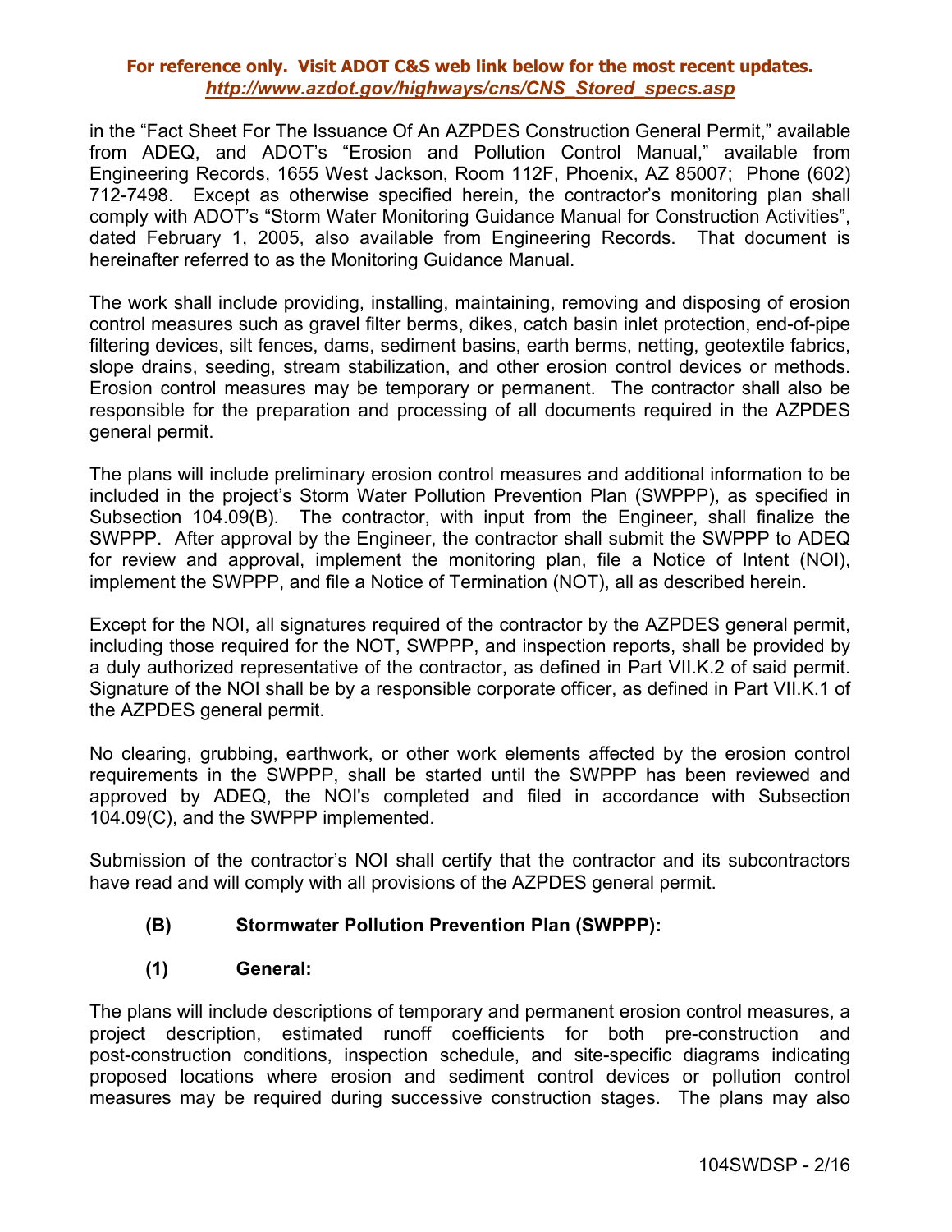in the “Fact Sheet For The Issuance Of An AZPDES Construction General Permit,” available from ADEQ, and ADOT’s “Erosion and Pollution Control Manual,” available from Engineering Records, 1655 West Jackson, Room 112F, Phoenix, AZ 85007; Phone (602) 712-7498. Except as otherwise specified herein, the contractor’s monitoring plan shall comply with ADOT’s “Storm Water Monitoring Guidance Manual for Construction Activities”, dated February 1, 2005, also available from Engineering Records. That document is hereinafter referred to as the Monitoring Guidance Manual.

The work shall include providing, installing, maintaining, removing and disposing of erosion control measures such as gravel filter berms, dikes, catch basin inlet protection, end-of-pipe filtering devices, silt fences, dams, sediment basins, earth berms, netting, geotextile fabrics, slope drains, seeding, stream stabilization, and other erosion control devices or methods. Erosion control measures may be temporary or permanent. The contractor shall also be responsible for the preparation and processing of all documents required in the AZPDES general permit.

The plans will include preliminary erosion control measures and additional information to be included in the project’s Storm Water Pollution Prevention Plan (SWPPP), as specified in Subsection 104.09(B). The contractor, with input from the Engineer, shall finalize the SWPPP. After approval by the Engineer, the contractor shall submit the SWPPP to ADEQ for review and approval, implement the monitoring plan, file a Notice of Intent (NOI), implement the SWPPP, and file a Notice of Termination (NOT), all as described herein.

Except for the NOI, all signatures required of the contractor by the AZPDES general permit, including those required for the NOT, SWPPP, and inspection reports, shall be provided by a duly authorized representative of the contractor, as defined in Part VII.K.2 of said permit. Signature of the NOI shall be by a responsible corporate officer, as defined in Part VII.K.1 of the AZPDES general permit.

No clearing, grubbing, earthwork, or other work elements affected by the erosion control requirements in the SWPPP, shall be started until the SWPPP has been reviewed and approved by ADEQ, the NOI's completed and filed in accordance with Subsection 104.09(C), and the SWPPP implemented.

Submission of the contractor’s NOI shall certify that the contractor and its subcontractors have read and will comply with all provisions of the AZPDES general permit.

**(B) Stormwater Pollution Prevention Plan (SWPPP):**

**(1) General:**

The plans will include descriptions of temporary and permanent erosion control measures, a project description, estimated runoff coefficients for both pre-construction and post-construction conditions, inspection schedule, and site-specific diagrams indicating proposed locations where erosion and sediment control devices or pollution control measures may be required during successive construction stages. The plans may also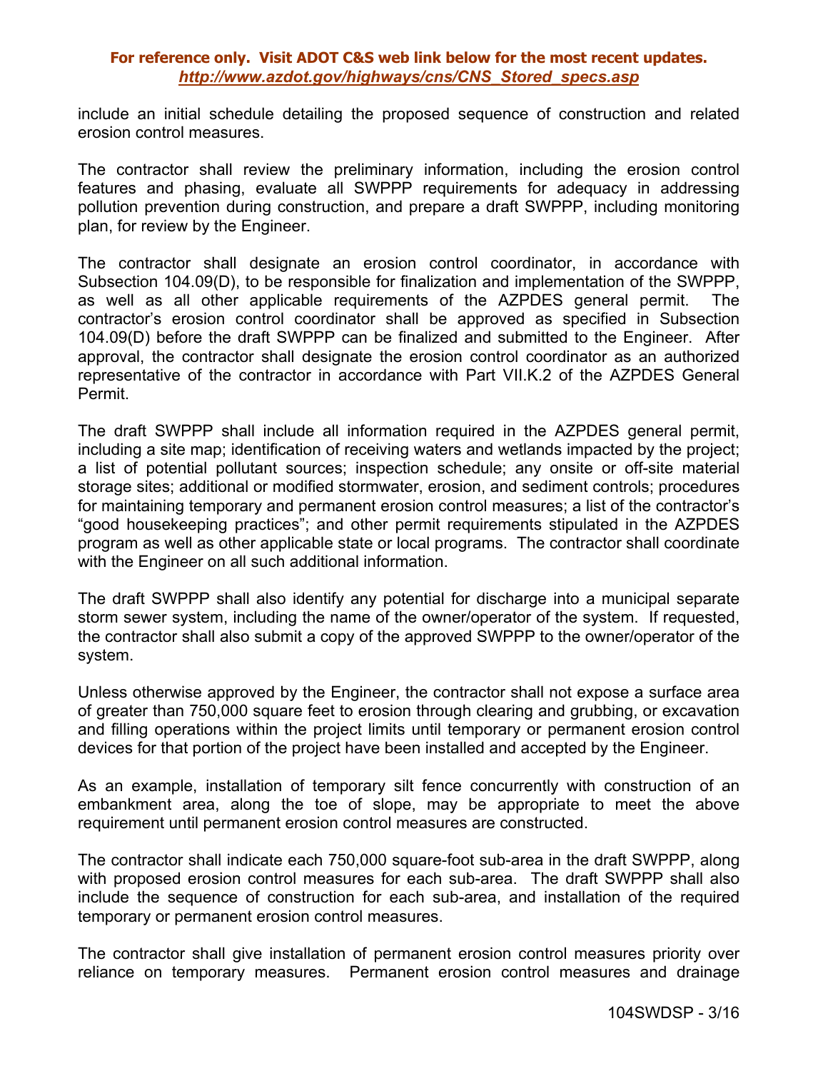include an initial schedule detailing the proposed sequence of construction and related erosion control measures.

The contractor shall review the preliminary information, including the erosion control features and phasing, evaluate all SWPPP requirements for adequacy in addressing pollution prevention during construction, and prepare a draft SWPPP, including monitoring plan, for review by the Engineer.

The contractor shall designate an erosion control coordinator, in accordance with Subsection 104.09(D), to be responsible for finalization and implementation of the SWPPP, as well as all other applicable requirements of the AZPDES general permit. The contractor's erosion control coordinator shall be approved as specified in Subsection 104.09(D) before the draft SWPPP can be finalized and submitted to the Engineer. After approval, the contractor shall designate the erosion control coordinator as an authorized representative of the contractor in accordance with Part VII.K.2 of the AZPDES General Permit.

The draft SWPPP shall include all information required in the AZPDES general permit, including a site map; identification of receiving waters and wetlands impacted by the project; a list of potential pollutant sources; inspection schedule; any onsite or off-site material storage sites; additional or modified stormwater, erosion, and sediment controls; procedures for maintaining temporary and permanent erosion control measures; a list of the contractor's "good housekeeping practices"; and other permit requirements stipulated in the AZPDES program as well as other applicable state or local programs. The contractor shall coordinate with the Engineer on all such additional information.

The draft SWPPP shall also identify any potential for discharge into a municipal separate storm sewer system, including the name of the owner/operator of the system. If requested, the contractor shall also submit a copy of the approved SWPPP to the owner/operator of the system.

Unless otherwise approved by the Engineer, the contractor shall not expose a surface area of greater than 750,000 square feet to erosion through clearing and grubbing, or excavation and filling operations within the project limits until temporary or permanent erosion control devices for that portion of the project have been installed and accepted by the Engineer.

As an example, installation of temporary silt fence concurrently with construction of an embankment area, along the toe of slope, may be appropriate to meet the above requirement until permanent erosion control measures are constructed.

The contractor shall indicate each 750,000 square-foot sub-area in the draft SWPPP, along with proposed erosion control measures for each sub-area. The draft SWPPP shall also include the sequence of construction for each sub-area, and installation of the required temporary or permanent erosion control measures.

The contractor shall give installation of permanent erosion control measures priority over reliance on temporary measures. Permanent erosion control measures and drainage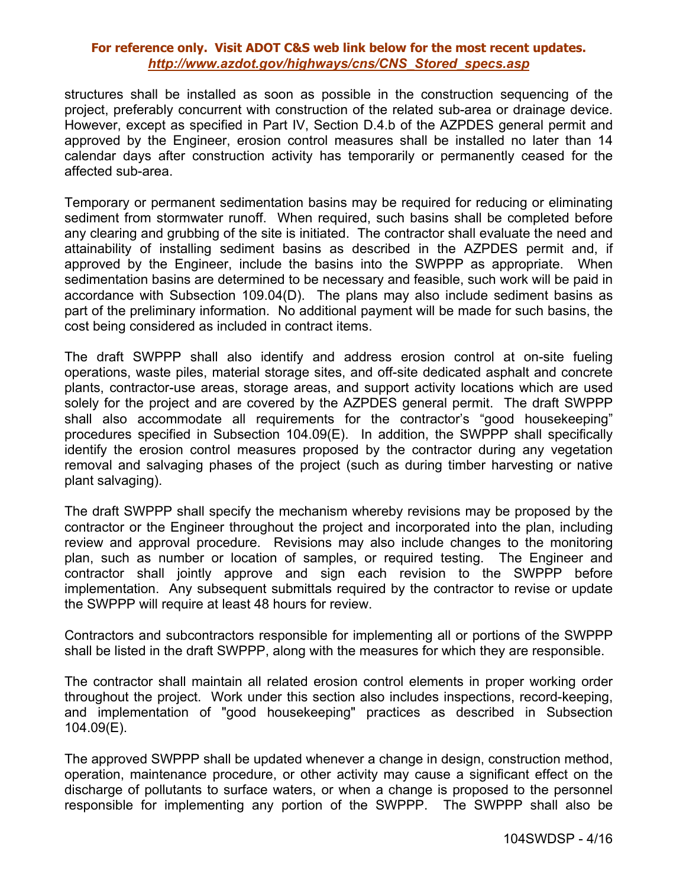structures shall be installed as soon as possible in the construction sequencing of the project, preferably concurrent with construction of the related sub-area or drainage device. However, except as specified in Part IV, Section D.4.b of the AZPDES general permit and approved by the Engineer, erosion control measures shall be installed no later than 14 calendar days after construction activity has temporarily or permanently ceased for the affected sub-area.

Temporary or permanent sedimentation basins may be required for reducing or eliminating sediment from stormwater runoff. When required, such basins shall be completed before any clearing and grubbing of the site is initiated. The contractor shall evaluate the need and attainability of installing sediment basins as described in the AZPDES permit and, if approved by the Engineer, include the basins into the SWPPP as appropriate. When sedimentation basins are determined to be necessary and feasible, such work will be paid in accordance with Subsection 109.04(D). The plans may also include sediment basins as part of the preliminary information. No additional payment will be made for such basins, the cost being considered as included in contract items.

The draft SWPPP shall also identify and address erosion control at on-site fueling operations, waste piles, material storage sites, and off-site dedicated asphalt and concrete plants, contractor-use areas, storage areas, and support activity locations which are used solely for the project and are covered by the AZPDES general permit. The draft SWPPP shall also accommodate all requirements for the contractor's "good housekeeping" procedures specified in Subsection 104.09(E). In addition, the SWPPP shall specifically identify the erosion control measures proposed by the contractor during any vegetation removal and salvaging phases of the project (such as during timber harvesting or native plant salvaging).

The draft SWPPP shall specify the mechanism whereby revisions may be proposed by the contractor or the Engineer throughout the project and incorporated into the plan, including review and approval procedure. Revisions may also include changes to the monitoring plan, such as number or location of samples, or required testing. The Engineer and contractor shall jointly approve and sign each revision to the SWPPP before implementation. Any subsequent submittals required by the contractor to revise or update the SWPPP will require at least 48 hours for review.

Contractors and subcontractors responsible for implementing all or portions of the SWPPP shall be listed in the draft SWPPP, along with the measures for which they are responsible.

The contractor shall maintain all related erosion control elements in proper working order throughout the project. Work under this section also includes inspections, record-keeping, and implementation of "good housekeeping" practices as described in Subsection 104.09(E).

The approved SWPPP shall be updated whenever a change in design, construction method, operation, maintenance procedure, or other activity may cause a significant effect on the discharge of pollutants to surface waters, or when a change is proposed to the personnel responsible for implementing any portion of the SWPPP. The SWPPP shall also be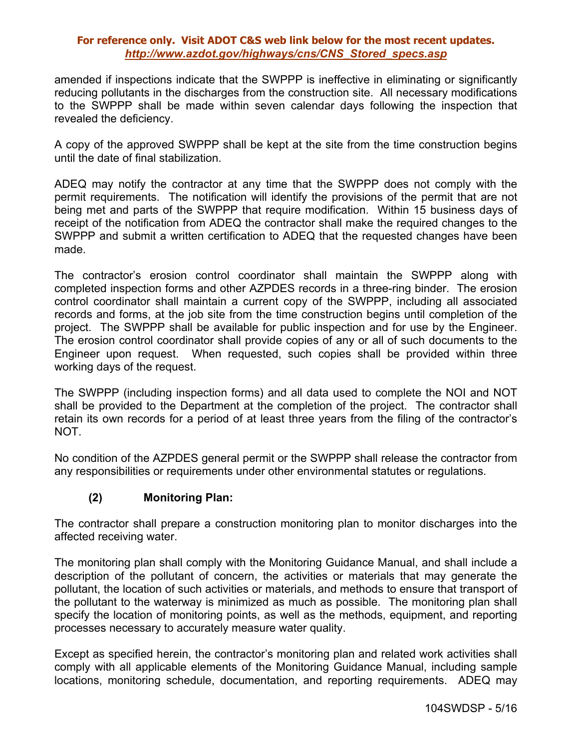amended if inspections indicate that the SWPPP is ineffective in eliminating or significantly reducing pollutants in the discharges from the construction site. All necessary modifications to the SWPPP shall be made within seven calendar days following the inspection that revealed the deficiency.

A copy of the approved SWPPP shall be kept at the site from the time construction begins until the date of final stabilization.

ADEQ may notify the contractor at any time that the SWPPP does not comply with the permit requirements. The notification will identify the provisions of the permit that are not being met and parts of the SWPPP that require modification. Within 15 business days of receipt of the notification from ADEQ the contractor shall make the required changes to the SWPPP and submit a written certification to ADEQ that the requested changes have been made.

The contractor's erosion control coordinator shall maintain the SWPPP along with completed inspection forms and other AZPDES records in a three-ring binder. The erosion control coordinator shall maintain a current copy of the SWPPP, including all associated records and forms, at the job site from the time construction begins until completion of the project. The SWPPP shall be available for public inspection and for use by the Engineer. The erosion control coordinator shall provide copies of any or all of such documents to the Engineer upon request. When requested, such copies shall be provided within three working days of the request.

The SWPPP (including inspection forms) and all data used to complete the NOI and NOT shall be provided to the Department at the completion of the project. The contractor shall retain its own records for a period of at least three years from the filing of the contractor's NOT.

No condition of the AZPDES general permit or the SWPPP shall release the contractor from any responsibilities or requirements under other environmental statutes or regulations.

**(2) Monitoring Plan:**

The contractor shall prepare a construction monitoring plan to monitor discharges into the affected receiving water.

The monitoring plan shall comply with the Monitoring Guidance Manual, and shall include a description of the pollutant of concern, the activities or materials that may generate the pollutant, the location of such activities or materials, and methods to ensure that transport of the pollutant to the waterway is minimized as much as possible. The monitoring plan shall specify the location of monitoring points, as well as the methods, equipment, and reporting processes necessary to accurately measure water quality.

Except as specified herein, the contractor's monitoring plan and related work activities shall comply with all applicable elements of the Monitoring Guidance Manual, including sample locations, monitoring schedule, documentation, and reporting requirements. ADEQ may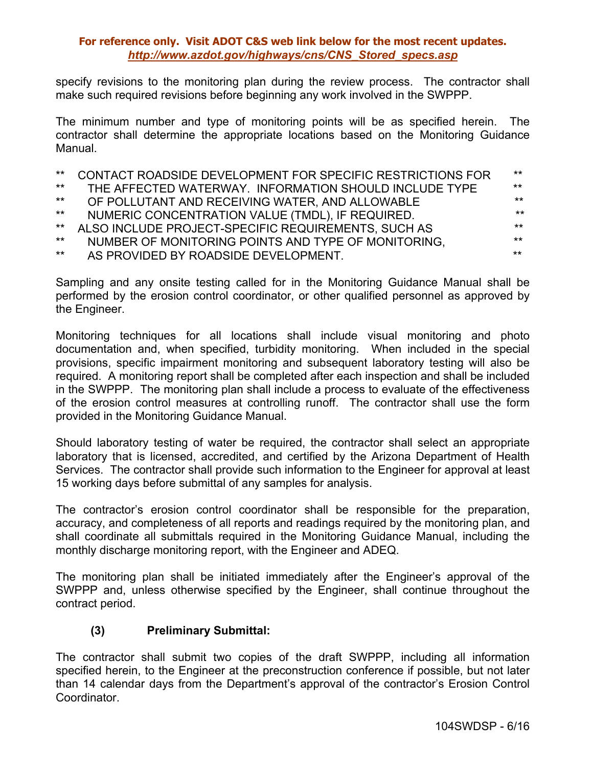specify revisions to the monitoring plan during the review process. The contractor shall make such required revisions before beginning any work involved in the SWPPP.

The minimum number and type of monitoring points will be as specified herein. The contractor shall determine the appropriate locations based on the Monitoring Guidance Manual.

```
**   CONTACT ROADSIDE DEVELOPMENT FOR SPECIFIC RESTRICTIONS FOR     **
**     THE AFFECTED WATERWAY.  INFORMATION SHOULD INCLUDE TYPE      **
**     OF POLLUTANT AND RECEIVING WATER, AND ALLOWABLE              **
**     NUMERIC CONCENTRATION VALUE (TMDL), IF REQUIRED.             **
**   ALSO INCLUDE PROJECT-SPECIFIC REQUIREMENTS, SUCH AS            **
**     NUMBER OF MONITORING POINTS AND TYPE OF MONITORING,          **
**     AS PROVIDED BY ROADSIDE DEVELOPMENT.                         **
```

Sampling and any onsite testing called for in the Monitoring Guidance Manual shall be performed by the erosion control coordinator, or other qualified personnel as approved by the Engineer.

Monitoring techniques for all locations shall include visual monitoring and photo documentation and, when specified, turbidity monitoring. When included in the special provisions, specific impairment monitoring and subsequent laboratory testing will also be required. A monitoring report shall be completed after each inspection and shall be included in the SWPPP. The monitoring plan shall include a process to evaluate of the effectiveness of the erosion control measures at controlling runoff. The contractor shall use the form provided in the Monitoring Guidance Manual.

Should laboratory testing of water be required, the contractor shall select an appropriate laboratory that is licensed, accredited, and certified by the Arizona Department of Health Services. The contractor shall provide such information to the Engineer for approval at least 15 working days before submittal of any samples for analysis.

The contractor's erosion control coordinator shall be responsible for the preparation, accuracy, and completeness of all reports and readings required by the monitoring plan, and shall coordinate all submittals required in the Monitoring Guidance Manual, including the monthly discharge monitoring report, with the Engineer and ADEQ.

The monitoring plan shall be initiated immediately after the Engineer's approval of the SWPPP and, unless otherwise specified by the Engineer, shall continue throughout the contract period.

**(3) Preliminary Submittal:**

The contractor shall submit two copies of the draft SWPPP, including all information specified herein, to the Engineer at the preconstruction conference if possible, but not later than 14 calendar days from the Department's approval of the contractor's Erosion Control Coordinator.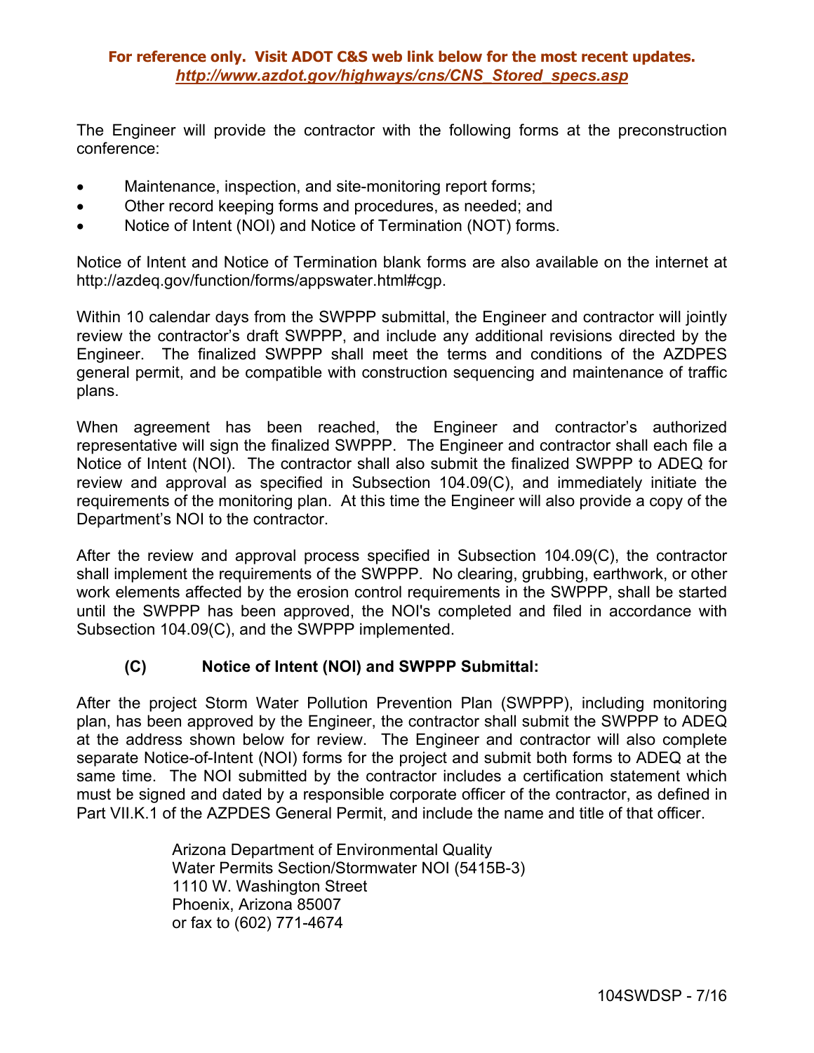The Engineer will provide the contractor with the following forms at the preconstruction conference:

- Maintenance, inspection, and site-monitoring report forms;
- Other record keeping forms and procedures, as needed; and
- Notice of Intent (NOI) and Notice of Termination (NOT) forms.

Notice of Intent and Notice of Termination blank forms are also available on the internet at http://azdeq.gov/function/forms/appswater.html#cgp.

Within 10 calendar days from the SWPPP submittal, the Engineer and contractor will jointly review the contractor's draft SWPPP, and include any additional revisions directed by the Engineer. The finalized SWPPP shall meet the terms and conditions of the AZDPES general permit, and be compatible with construction sequencing and maintenance of traffic plans.

When agreement has been reached, the Engineer and contractor's authorized representative will sign the finalized SWPPP. The Engineer and contractor shall each file a Notice of Intent (NOI). The contractor shall also submit the finalized SWPPP to ADEQ for review and approval as specified in Subsection 104.09(C), and immediately initiate the requirements of the monitoring plan. At this time the Engineer will also provide a copy of the Department's NOI to the contractor.

After the review and approval process specified in Subsection 104.09(C), the contractor shall implement the requirements of the SWPPP. No clearing, grubbing, earthwork, or other work elements affected by the erosion control requirements in the SWPPP, shall be started until the SWPPP has been approved, the NOI's completed and filed in accordance with Subsection 104.09(C), and the SWPPP implemented.

**(C) Notice of Intent (NOI) and SWPPP Submittal:**

After the project Storm Water Pollution Prevention Plan (SWPPP), including monitoring plan, has been approved by the Engineer, the contractor shall submit the SWPPP to ADEQ at the address shown below for review. The Engineer and contractor will also complete separate Notice-of-Intent (NOI) forms for the project and submit both forms to ADEQ at the same time. The NOI submitted by the contractor includes a certification statement which must be signed and dated by a responsible corporate officer of the contractor, as defined in Part VII.K.1 of the AZPDES General Permit, and include the name and title of that officer.

Arizona Department of Environmental Quality
Water Permits Section/Stormwater NOI (5415B-3)
1110 W. Washington Street
Phoenix, Arizona 85007
or fax to (602) 771-4674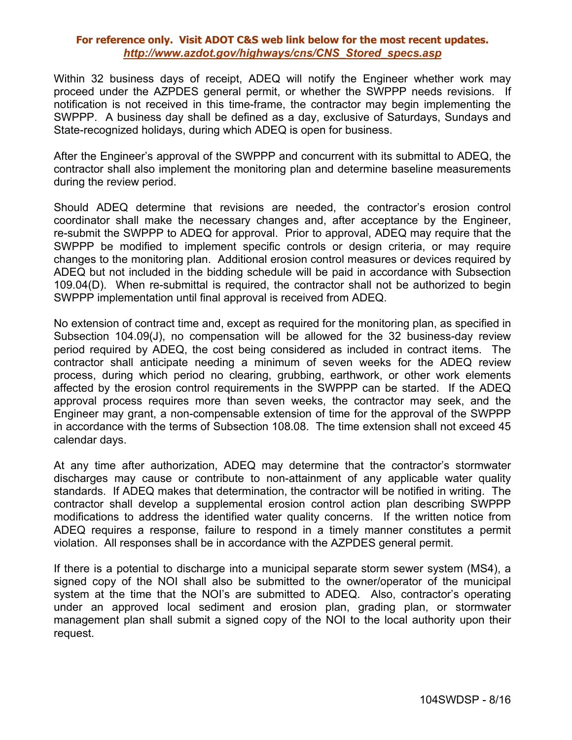Within 32 business days of receipt, ADEQ will notify the Engineer whether work may proceed under the AZPDES general permit, or whether the SWPPP needs revisions. If notification is not received in this time-frame, the contractor may begin implementing the SWPPP. A business day shall be defined as a day, exclusive of Saturdays, Sundays and State-recognized holidays, during which ADEQ is open for business.

After the Engineer's approval of the SWPPP and concurrent with its submittal to ADEQ, the contractor shall also implement the monitoring plan and determine baseline measurements during the review period.

Should ADEQ determine that revisions are needed, the contractor's erosion control coordinator shall make the necessary changes and, after acceptance by the Engineer, re-submit the SWPPP to ADEQ for approval. Prior to approval, ADEQ may require that the SWPPP be modified to implement specific controls or design criteria, or may require changes to the monitoring plan. Additional erosion control measures or devices required by ADEQ but not included in the bidding schedule will be paid in accordance with Subsection 109.04(D). When re-submittal is required, the contractor shall not be authorized to begin SWPPP implementation until final approval is received from ADEQ.

No extension of contract time and, except as required for the monitoring plan, as specified in Subsection 104.09(J), no compensation will be allowed for the 32 business-day review period required by ADEQ, the cost being considered as included in contract items. The contractor shall anticipate needing a minimum of seven weeks for the ADEQ review process, during which period no clearing, grubbing, earthwork, or other work elements affected by the erosion control requirements in the SWPPP can be started. If the ADEQ approval process requires more than seven weeks, the contractor may seek, and the Engineer may grant, a non-compensable extension of time for the approval of the SWPPP in accordance with the terms of Subsection 108.08. The time extension shall not exceed 45 calendar days.

At any time after authorization, ADEQ may determine that the contractor's stormwater discharges may cause or contribute to non-attainment of any applicable water quality standards. If ADEQ makes that determination, the contractor will be notified in writing. The contractor shall develop a supplemental erosion control action plan describing SWPPP modifications to address the identified water quality concerns. If the written notice from ADEQ requires a response, failure to respond in a timely manner constitutes a permit violation. All responses shall be in accordance with the AZPDES general permit.

If there is a potential to discharge into a municipal separate storm sewer system (MS4), a signed copy of the NOI shall also be submitted to the owner/operator of the municipal system at the time that the NOI's are submitted to ADEQ. Also, contractor's operating under an approved local sediment and erosion plan, grading plan, or stormwater management plan shall submit a signed copy of the NOI to the local authority upon their request.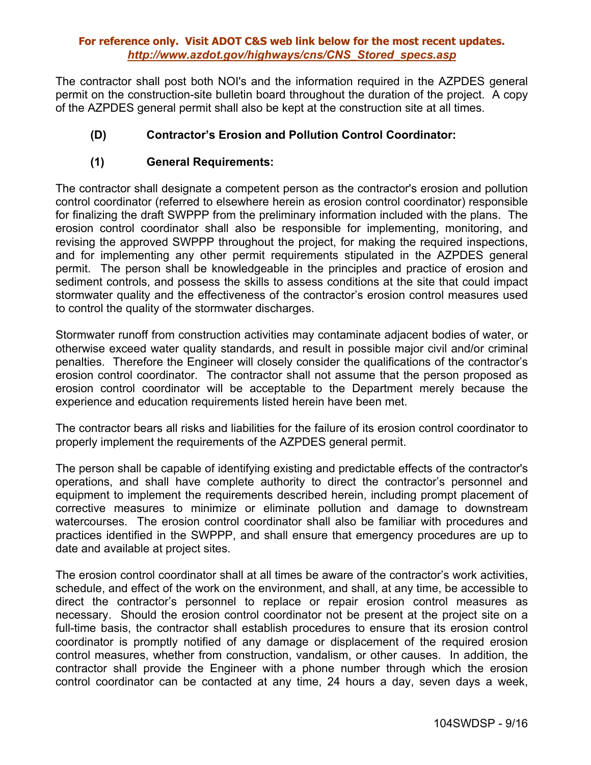The contractor shall post both NOI's and the information required in the AZPDES general permit on the construction-site bulletin board throughout the duration of the project. A copy of the AZPDES general permit shall also be kept at the construction site at all times.

**(D) Contractor's Erosion and Pollution Control Coordinator:**

**(1) General Requirements:**

The contractor shall designate a competent person as the contractor's erosion and pollution control coordinator (referred to elsewhere herein as erosion control coordinator) responsible for finalizing the draft SWPPP from the preliminary information included with the plans. The erosion control coordinator shall also be responsible for implementing, monitoring, and revising the approved SWPPP throughout the project, for making the required inspections, and for implementing any other permit requirements stipulated in the AZPDES general permit. The person shall be knowledgeable in the principles and practice of erosion and sediment controls, and possess the skills to assess conditions at the site that could impact stormwater quality and the effectiveness of the contractor's erosion control measures used to control the quality of the stormwater discharges.

Stormwater runoff from construction activities may contaminate adjacent bodies of water, or otherwise exceed water quality standards, and result in possible major civil and/or criminal penalties. Therefore the Engineer will closely consider the qualifications of the contractor's erosion control coordinator. The contractor shall not assume that the person proposed as erosion control coordinator will be acceptable to the Department merely because the experience and education requirements listed herein have been met.

The contractor bears all risks and liabilities for the failure of its erosion control coordinator to properly implement the requirements of the AZPDES general permit.

The person shall be capable of identifying existing and predictable effects of the contractor's operations, and shall have complete authority to direct the contractor's personnel and equipment to implement the requirements described herein, including prompt placement of corrective measures to minimize or eliminate pollution and damage to downstream watercourses. The erosion control coordinator shall also be familiar with procedures and practices identified in the SWPPP, and shall ensure that emergency procedures are up to date and available at project sites.

The erosion control coordinator shall at all times be aware of the contractor's work activities, schedule, and effect of the work on the environment, and shall, at any time, be accessible to direct the contractor's personnel to replace or repair erosion control measures as necessary. Should the erosion control coordinator not be present at the project site on a full-time basis, the contractor shall establish procedures to ensure that its erosion control coordinator is promptly notified of any damage or displacement of the required erosion control measures, whether from construction, vandalism, or other causes. In addition, the contractor shall provide the Engineer with a phone number through which the erosion control coordinator can be contacted at any time, 24 hours a day, seven days a week,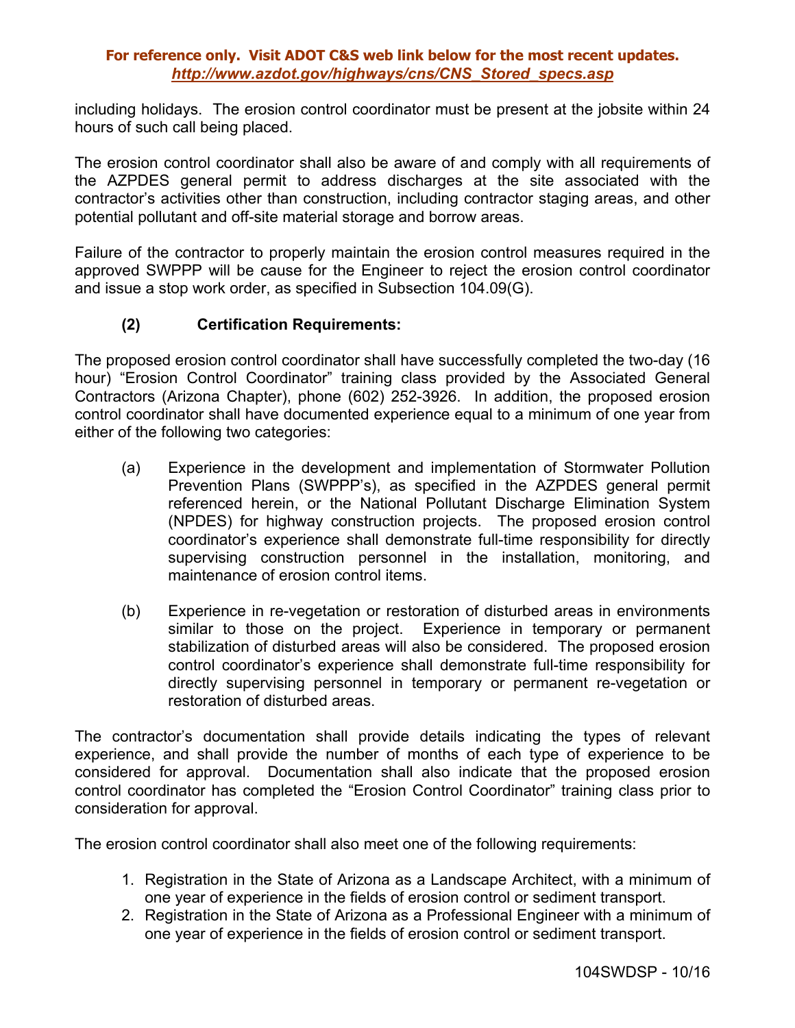including holidays. The erosion control coordinator must be present at the jobsite within 24 hours of such call being placed.

The erosion control coordinator shall also be aware of and comply with all requirements of the AZPDES general permit to address discharges at the site associated with the contractor's activities other than construction, including contractor staging areas, and other potential pollutant and off-site material storage and borrow areas.

Failure of the contractor to properly maintain the erosion control measures required in the approved SWPPP will be cause for the Engineer to reject the erosion control coordinator and issue a stop work order, as specified in Subsection 104.09(G).

**(2) Certification Requirements:**

The proposed erosion control coordinator shall have successfully completed the two-day (16 hour) "Erosion Control Coordinator" training class provided by the Associated General Contractors (Arizona Chapter), phone (602) 252-3926. In addition, the proposed erosion control coordinator shall have documented experience equal to a minimum of one year from either of the following two categories:

(a) Experience in the development and implementation of Stormwater Pollution Prevention Plans (SWPPP's), as specified in the AZPDES general permit referenced herein, or the National Pollutant Discharge Elimination System (NPDES) for highway construction projects. The proposed erosion control coordinator's experience shall demonstrate full-time responsibility for directly supervising construction personnel in the installation, monitoring, and maintenance of erosion control items.

(b) Experience in re-vegetation or restoration of disturbed areas in environments similar to those on the project. Experience in temporary or permanent stabilization of disturbed areas will also be considered. The proposed erosion control coordinator's experience shall demonstrate full-time responsibility for directly supervising personnel in temporary or permanent re-vegetation or restoration of disturbed areas.

The contractor's documentation shall provide details indicating the types of relevant experience, and shall provide the number of months of each type of experience to be considered for approval. Documentation shall also indicate that the proposed erosion control coordinator has completed the "Erosion Control Coordinator" training class prior to consideration for approval.

The erosion control coordinator shall also meet one of the following requirements:

1. Registration in the State of Arizona as a Landscape Architect, with a minimum of one year of experience in the fields of erosion control or sediment transport.
2. Registration in the State of Arizona as a Professional Engineer with a minimum of one year of experience in the fields of erosion control or sediment transport.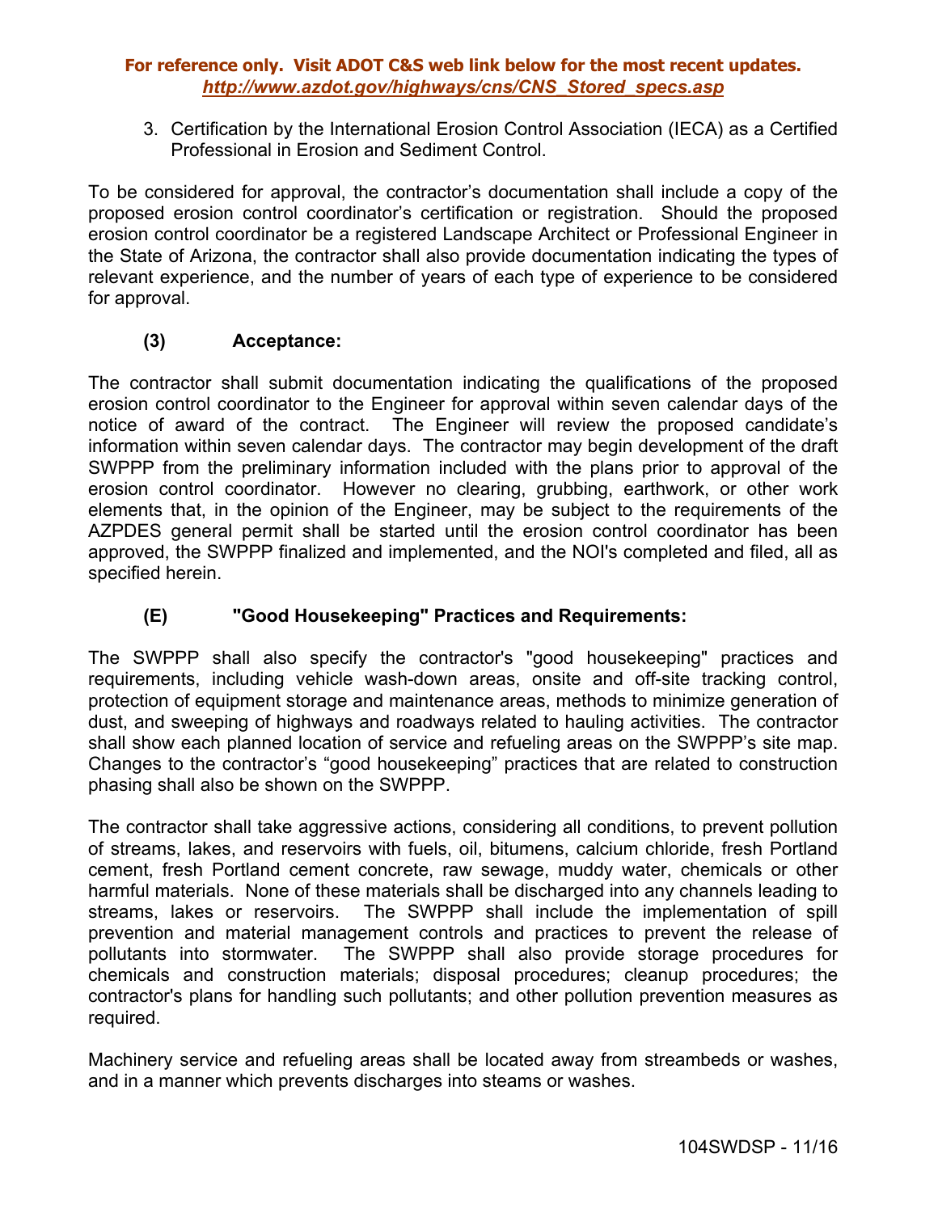3. Certification by the International Erosion Control Association (IECA) as a Certified Professional in Erosion and Sediment Control.

To be considered for approval, the contractor's documentation shall include a copy of the proposed erosion control coordinator's certification or registration. Should the proposed erosion control coordinator be a registered Landscape Architect or Professional Engineer in the State of Arizona, the contractor shall also provide documentation indicating the types of relevant experience, and the number of years of each type of experience to be considered for approval.

**(3) Acceptance:**

The contractor shall submit documentation indicating the qualifications of the proposed erosion control coordinator to the Engineer for approval within seven calendar days of the notice of award of the contract. The Engineer will review the proposed candidate's information within seven calendar days. The contractor may begin development of the draft SWPPP from the preliminary information included with the plans prior to approval of the erosion control coordinator. However no clearing, grubbing, earthwork, or other work elements that, in the opinion of the Engineer, may be subject to the requirements of the AZPDES general permit shall be started until the erosion control coordinator has been approved, the SWPPP finalized and implemented, and the NOI's completed and filed, all as specified herein.

**(E) "Good Housekeeping" Practices and Requirements:**

The SWPPP shall also specify the contractor's "good housekeeping" practices and requirements, including vehicle wash-down areas, onsite and off-site tracking control, protection of equipment storage and maintenance areas, methods to minimize generation of dust, and sweeping of highways and roadways related to hauling activities. The contractor shall show each planned location of service and refueling areas on the SWPPP's site map. Changes to the contractor's "good housekeeping" practices that are related to construction phasing shall also be shown on the SWPPP.

The contractor shall take aggressive actions, considering all conditions, to prevent pollution of streams, lakes, and reservoirs with fuels, oil, bitumens, calcium chloride, fresh Portland cement, fresh Portland cement concrete, raw sewage, muddy water, chemicals or other harmful materials. None of these materials shall be discharged into any channels leading to streams, lakes or reservoirs. The SWPPP shall include the implementation of spill prevention and material management controls and practices to prevent the release of pollutants into stormwater. The SWPPP shall also provide storage procedures for chemicals and construction materials; disposal procedures; cleanup procedures; the contractor's plans for handling such pollutants; and other pollution prevention measures as required.

Machinery service and refueling areas shall be located away from streambeds or washes, and in a manner which prevents discharges into steams or washes.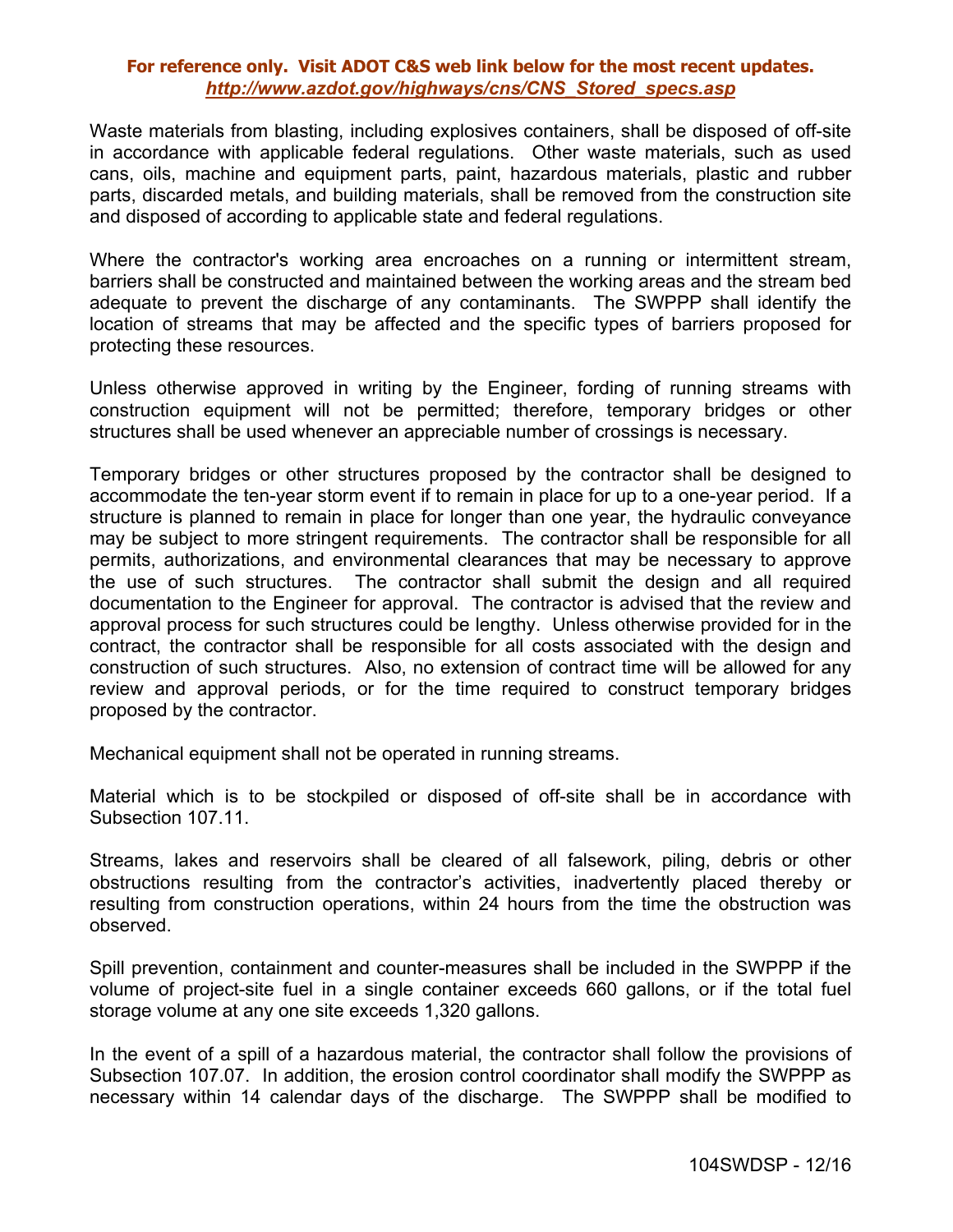Waste materials from blasting, including explosives containers, shall be disposed of off-site in accordance with applicable federal regulations. Other waste materials, such as used cans, oils, machine and equipment parts, paint, hazardous materials, plastic and rubber parts, discarded metals, and building materials, shall be removed from the construction site and disposed of according to applicable state and federal regulations.

Where the contractor's working area encroaches on a running or intermittent stream, barriers shall be constructed and maintained between the working areas and the stream bed adequate to prevent the discharge of any contaminants. The SWPPP shall identify the location of streams that may be affected and the specific types of barriers proposed for protecting these resources.

Unless otherwise approved in writing by the Engineer, fording of running streams with construction equipment will not be permitted; therefore, temporary bridges or other structures shall be used whenever an appreciable number of crossings is necessary.

Temporary bridges or other structures proposed by the contractor shall be designed to accommodate the ten-year storm event if to remain in place for up to a one-year period. If a structure is planned to remain in place for longer than one year, the hydraulic conveyance may be subject to more stringent requirements. The contractor shall be responsible for all permits, authorizations, and environmental clearances that may be necessary to approve the use of such structures. The contractor shall submit the design and all required documentation to the Engineer for approval. The contractor is advised that the review and approval process for such structures could be lengthy. Unless otherwise provided for in the contract, the contractor shall be responsible for all costs associated with the design and construction of such structures. Also, no extension of contract time will be allowed for any review and approval periods, or for the time required to construct temporary bridges proposed by the contractor.

Mechanical equipment shall not be operated in running streams.

Material which is to be stockpiled or disposed of off-site shall be in accordance with Subsection 107.11.

Streams, lakes and reservoirs shall be cleared of all falsework, piling, debris or other obstructions resulting from the contractor's activities, inadvertently placed thereby or resulting from construction operations, within 24 hours from the time the obstruction was observed.

Spill prevention, containment and counter-measures shall be included in the SWPPP if the volume of project-site fuel in a single container exceeds 660 gallons, or if the total fuel storage volume at any one site exceeds 1,320 gallons.

In the event of a spill of a hazardous material, the contractor shall follow the provisions of Subsection 107.07. In addition, the erosion control coordinator shall modify the SWPPP as necessary within 14 calendar days of the discharge. The SWPPP shall be modified to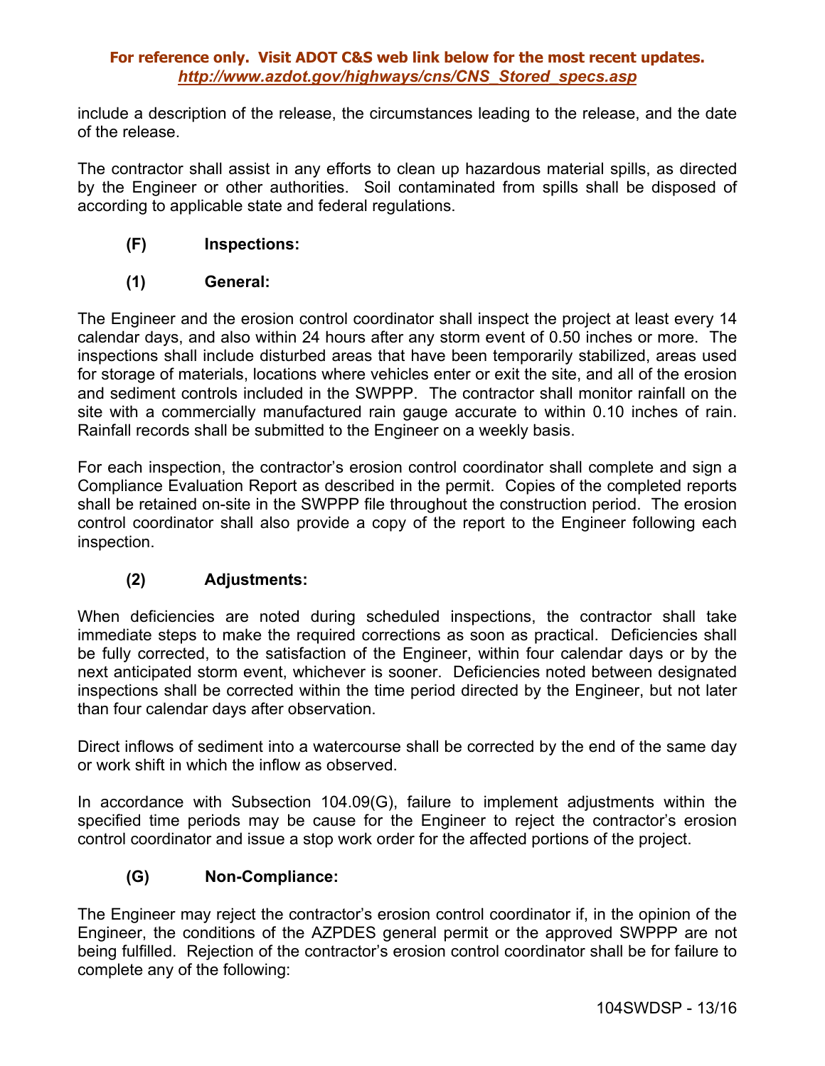include a description of the release, the circumstances leading to the release, and the date of the release.

The contractor shall assist in any efforts to clean up hazardous material spills, as directed by the Engineer or other authorities. Soil contaminated from spills shall be disposed of according to applicable state and federal regulations.

**(F) Inspections:**

**(1) General:**

The Engineer and the erosion control coordinator shall inspect the project at least every 14 calendar days, and also within 24 hours after any storm event of 0.50 inches or more. The inspections shall include disturbed areas that have been temporarily stabilized, areas used for storage of materials, locations where vehicles enter or exit the site, and all of the erosion and sediment controls included in the SWPPP. The contractor shall monitor rainfall on the site with a commercially manufactured rain gauge accurate to within 0.10 inches of rain. Rainfall records shall be submitted to the Engineer on a weekly basis.

For each inspection, the contractor's erosion control coordinator shall complete and sign a Compliance Evaluation Report as described in the permit. Copies of the completed reports shall be retained on-site in the SWPPP file throughout the construction period. The erosion control coordinator shall also provide a copy of the report to the Engineer following each inspection.

**(2) Adjustments:**

When deficiencies are noted during scheduled inspections, the contractor shall take immediate steps to make the required corrections as soon as practical. Deficiencies shall be fully corrected, to the satisfaction of the Engineer, within four calendar days or by the next anticipated storm event, whichever is sooner. Deficiencies noted between designated inspections shall be corrected within the time period directed by the Engineer, but not later than four calendar days after observation.

Direct inflows of sediment into a watercourse shall be corrected by the end of the same day or work shift in which the inflow as observed.

In accordance with Subsection 104.09(G), failure to implement adjustments within the specified time periods may be cause for the Engineer to reject the contractor's erosion control coordinator and issue a stop work order for the affected portions of the project.

**(G) Non-Compliance:**

The Engineer may reject the contractor's erosion control coordinator if, in the opinion of the Engineer, the conditions of the AZPDES general permit or the approved SWPPP are not being fulfilled. Rejection of the contractor's erosion control coordinator shall be for failure to complete any of the following: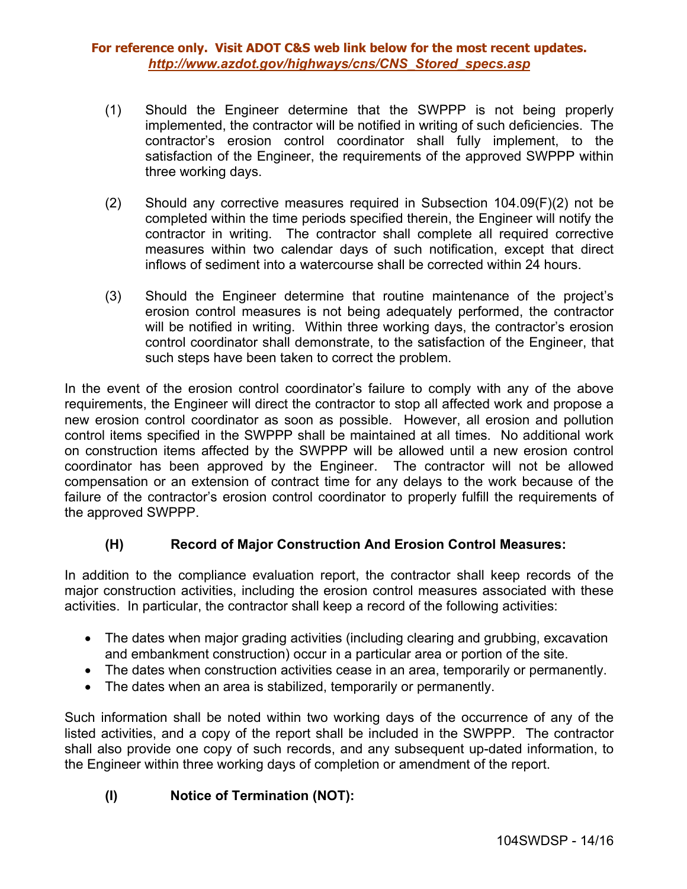(1) Should the Engineer determine that the SWPPP is not being properly implemented, the contractor will be notified in writing of such deficiencies. The contractor's erosion control coordinator shall fully implement, to the satisfaction of the Engineer, the requirements of the approved SWPPP within three working days.

(2) Should any corrective measures required in Subsection 104.09(F)(2) not be completed within the time periods specified therein, the Engineer will notify the contractor in writing. The contractor shall complete all required corrective measures within two calendar days of such notification, except that direct inflows of sediment into a watercourse shall be corrected within 24 hours.

(3) Should the Engineer determine that routine maintenance of the project's erosion control measures is not being adequately performed, the contractor will be notified in writing. Within three working days, the contractor's erosion control coordinator shall demonstrate, to the satisfaction of the Engineer, that such steps have been taken to correct the problem.

In the event of the erosion control coordinator's failure to comply with any of the above requirements, the Engineer will direct the contractor to stop all affected work and propose a new erosion control coordinator as soon as possible. However, all erosion and pollution control items specified in the SWPPP shall be maintained at all times. No additional work on construction items affected by the SWPPP will be allowed until a new erosion control coordinator has been approved by the Engineer. The contractor will not be allowed compensation or an extension of contract time for any delays to the work because of the failure of the contractor's erosion control coordinator to properly fulfill the requirements of the approved SWPPP.

### (H) Record of Major Construction And Erosion Control Measures:

In addition to the compliance evaluation report, the contractor shall keep records of the major construction activities, including the erosion control measures associated with these activities. In particular, the contractor shall keep a record of the following activities:

- The dates when major grading activities (including clearing and grubbing, excavation and embankment construction) occur in a particular area or portion of the site.
- The dates when construction activities cease in an area, temporarily or permanently.
- The dates when an area is stabilized, temporarily or permanently.

Such information shall be noted within two working days of the occurrence of any of the listed activities, and a copy of the report shall be included in the SWPPP. The contractor shall also provide one copy of such records, and any subsequent up-dated information, to the Engineer within three working days of completion or amendment of the report.

### (I) Notice of Termination (NOT):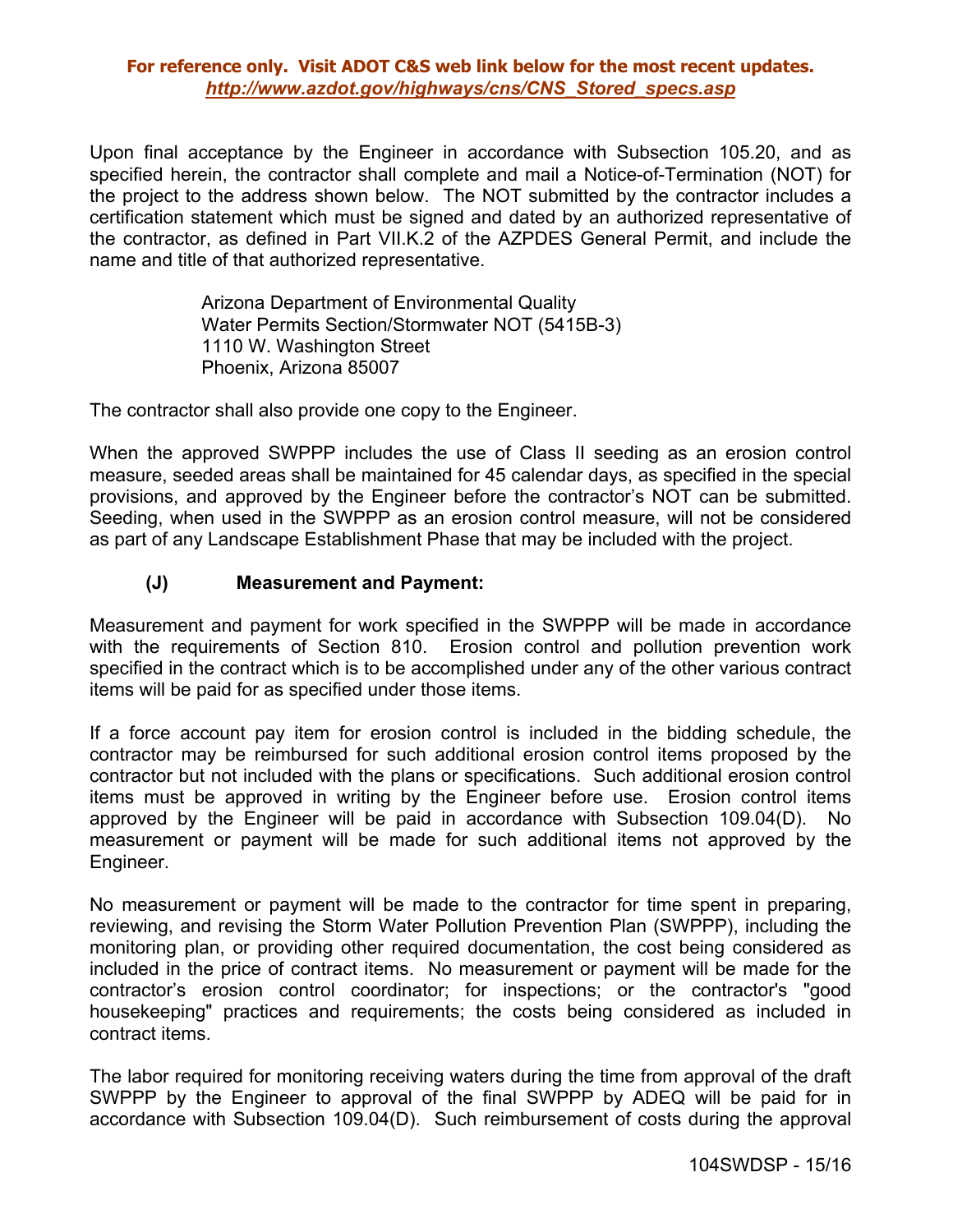Upon final acceptance by the Engineer in accordance with Subsection 105.20, and as specified herein, the contractor shall complete and mail a Notice-of-Termination (NOT) for the project to the address shown below. The NOT submitted by the contractor includes a certification statement which must be signed and dated by an authorized representative of the contractor, as defined in Part VII.K.2 of the AZPDES General Permit, and include the name and title of that authorized representative.

> Arizona Department of Environmental Quality
> Water Permits Section/Stormwater NOT (5415B-3)
> 1110 W. Washington Street
> Phoenix, Arizona 85007

The contractor shall also provide one copy to the Engineer.

When the approved SWPPP includes the use of Class II seeding as an erosion control measure, seeded areas shall be maintained for 45 calendar days, as specified in the special provisions, and approved by the Engineer before the contractor's NOT can be submitted. Seeding, when used in the SWPPP as an erosion control measure, will not be considered as part of any Landscape Establishment Phase that may be included with the project.

**(J) Measurement and Payment:**

Measurement and payment for work specified in the SWPPP will be made in accordance with the requirements of Section 810. Erosion control and pollution prevention work specified in the contract which is to be accomplished under any of the other various contract items will be paid for as specified under those items.

If a force account pay item for erosion control is included in the bidding schedule, the contractor may be reimbursed for such additional erosion control items proposed by the contractor but not included with the plans or specifications. Such additional erosion control items must be approved in writing by the Engineer before use. Erosion control items approved by the Engineer will be paid in accordance with Subsection 109.04(D). No measurement or payment will be made for such additional items not approved by the Engineer.

No measurement or payment will be made to the contractor for time spent in preparing, reviewing, and revising the Storm Water Pollution Prevention Plan (SWPPP), including the monitoring plan, or providing other required documentation, the cost being considered as included in the price of contract items. No measurement or payment will be made for the contractor's erosion control coordinator; for inspections; or the contractor's "good housekeeping" practices and requirements; the costs being considered as included in contract items.

The labor required for monitoring receiving waters during the time from approval of the draft SWPPP by the Engineer to approval of the final SWPPP by ADEQ will be paid for in accordance with Subsection 109.04(D). Such reimbursement of costs during the approval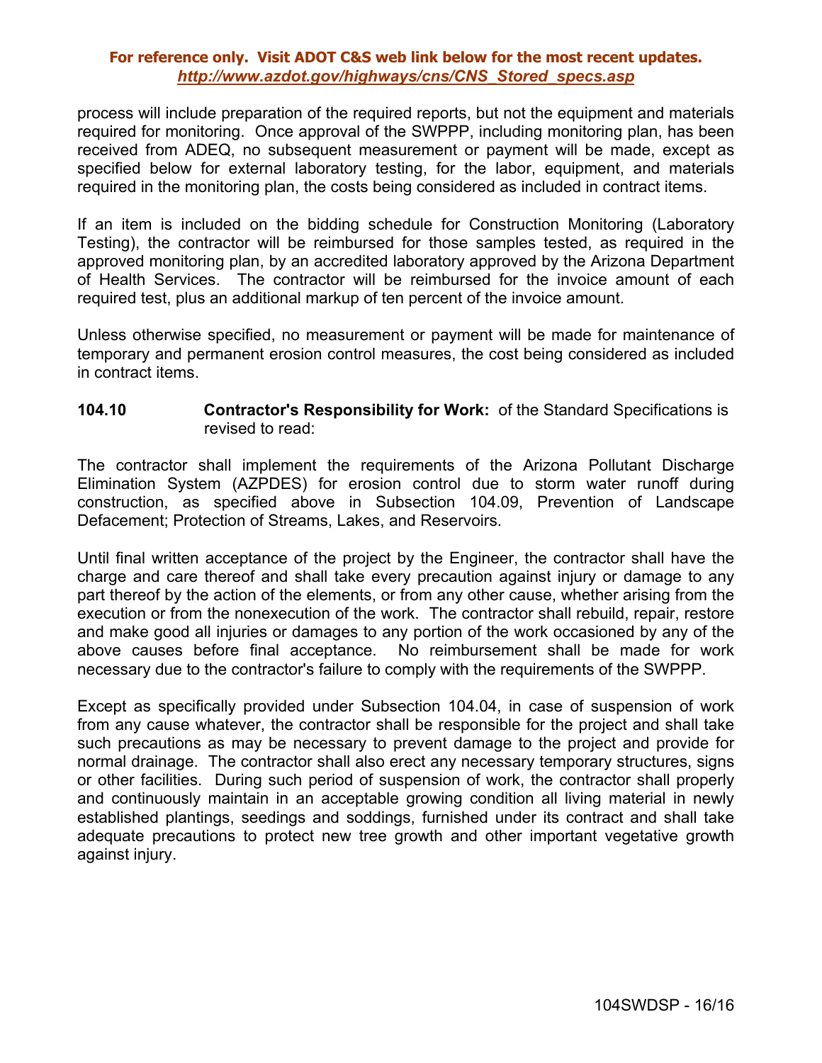process will include preparation of the required reports, but not the equipment and materials required for monitoring. Once approval of the SWPPP, including monitoring plan, has been received from ADEQ, no subsequent measurement or payment will be made, except as specified below for external laboratory testing, for the labor, equipment, and materials required in the monitoring plan, the costs being considered as included in contract items.

If an item is included on the bidding schedule for Construction Monitoring (Laboratory Testing), the contractor will be reimbursed for those samples tested, as required in the approved monitoring plan, by an accredited laboratory approved by the Arizona Department of Health Services. The contractor will be reimbursed for the invoice amount of each required test, plus an additional markup of ten percent of the invoice amount.

Unless otherwise specified, no measurement or payment will be made for maintenance of temporary and permanent erosion control measures, the cost being considered as included in contract items.

**104.10 Contractor's Responsibility for Work:** of the Standard Specifications is revised to read:

The contractor shall implement the requirements of the Arizona Pollutant Discharge Elimination System (AZPDES) for erosion control due to storm water runoff during construction, as specified above in Subsection 104.09, Prevention of Landscape Defacement; Protection of Streams, Lakes, and Reservoirs.

Until final written acceptance of the project by the Engineer, the contractor shall have the charge and care thereof and shall take every precaution against injury or damage to any part thereof by the action of the elements, or from any other cause, whether arising from the execution or from the nonexecution of the work. The contractor shall rebuild, repair, restore and make good all injuries or damages to any portion of the work occasioned by any of the above causes before final acceptance. No reimbursement shall be made for work necessary due to the contractor's failure to comply with the requirements of the SWPPP.

Except as specifically provided under Subsection 104.04, in case of suspension of work from any cause whatever, the contractor shall be responsible for the project and shall take such precautions as may be necessary to prevent damage to the project and provide for normal drainage. The contractor shall also erect any necessary temporary structures, signs or other facilities. During such period of suspension of work, the contractor shall properly and continuously maintain in an acceptable growing condition all living material in newly established plantings, seedings and soddings, furnished under its contract and shall take adequate precautions to protect new tree growth and other important vegetative growth against injury.